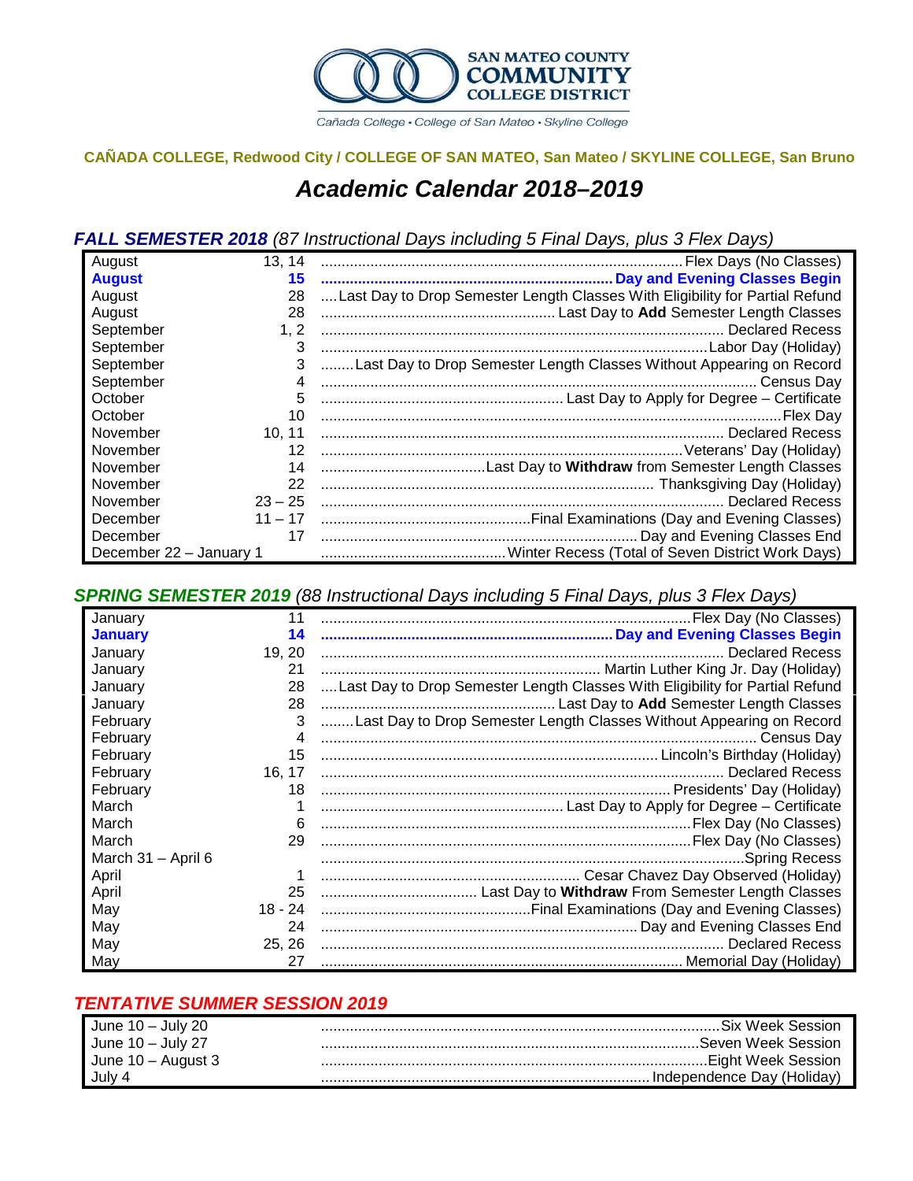SAN MATEO COUNTY COMMUNITY COLLEGE DISTRICT

Cañada College • College of San Mateo • Skyline College

**CAÑADA COLLEGE, Redwood City / COLLEGE OF SAN MATEO, San Mateo / SKYLINE COLLEGE, San Bruno**

# *Academic Calendar 2018–2019*

## ***FALL SEMESTER 2018*** *(87 Instructional Days including 5 Final Days, plus 3 Flex Days)*

| Month | Date | Event |
|---|---|---|
| August | 13, 14 | Flex Days (No Classes) |
| **August** | **15** | **Day and Evening Classes Begin** |
| August | 28 | Last Day to Drop Semester Length Classes With Eligibility for Partial Refund |
| August | 28 | Last Day to **Add** Semester Length Classes |
| September | 1, 2 | Declared Recess |
| September | 3 | Labor Day (Holiday) |
| September | 3 | Last Day to Drop Semester Length Classes Without Appearing on Record |
| September | 4 | Census Day |
| October | 5 | Last Day to Apply for Degree – Certificate |
| October | 10 | Flex Day |
| November | 10, 11 | Declared Recess |
| November | 12 | Veterans' Day (Holiday) |
| November | 14 | Last Day to **Withdraw** from Semester Length Classes |
| November | 22 | Thanksgiving Day (Holiday) |
| November | 23 – 25 | Declared Recess |
| December | 11 – 17 | Final Examinations (Day and Evening Classes) |
| December | 17 | Day and Evening Classes End |
| December 22 – January 1 | | Winter Recess (Total of Seven District Work Days) |

## ***SPRING SEMESTER 2019*** *(88 Instructional Days including 5 Final Days, plus 3 Flex Days)*

| Month | Date | Event |
|---|---|---|
| January | 11 | Flex Day (No Classes) |
| **January** | **14** | **Day and Evening Classes Begin** |
| January | 19, 20 | Declared Recess |
| January | 21 | Martin Luther King Jr. Day (Holiday) |
| January | 28 | Last Day to Drop Semester Length Classes With Eligibility for Partial Refund |
| January | 28 | Last Day to **Add** Semester Length Classes |
| February | 3 | Last Day to Drop Semester Length Classes Without Appearing on Record |
| February | 4 | Census Day |
| February | 15 | Lincoln's Birthday (Holiday) |
| February | 16, 17 | Declared Recess |
| February | 18 | Presidents' Day (Holiday) |
| March | 1 | Last Day to Apply for Degree – Certificate |
| March | 6 | Flex Day (No Classes) |
| March | 29 | Flex Day (No Classes) |
| March 31 – April 6 | | Spring Recess |
| April | 1 | Cesar Chavez Day Observed (Holiday) |
| April | 25 | Last Day to **Withdraw** From Semester Length Classes |
| May | 18 - 24 | Final Examinations (Day and Evening Classes) |
| May | 24 | Day and Evening Classes End |
| May | 25, 26 | Declared Recess |
| May | 27 | Memorial Day (Holiday) |

## ***TENTATIVE SUMMER SESSION 2019***

| Dates | Event |
|---|---|
| June 10 – July 20 | Six Week Session |
| June 10 – July 27 | Seven Week Session |
| June 10 – August 3 | Eight Week Session |
| July 4 | Independence Day (Holiday) |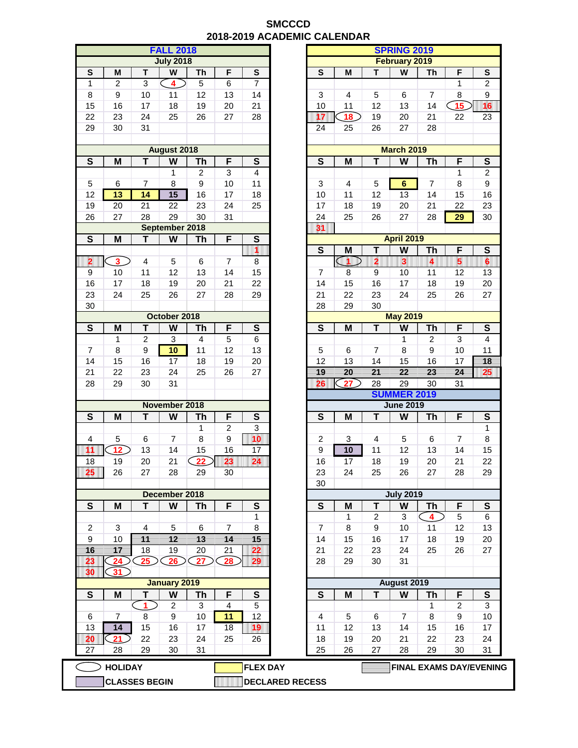# SMCCCD
## 2018-2019 ACADEMIC CALENDAR

### FALL 2018

**July 2018**

| S | M | T | W | Th | F | S |
|---|---|---|---|---|---|---|
| 1 | 2 | 3 | 4 | 5 | 6 | 7 |
| 8 | 9 | 10 | 11 | 12 | 13 | 14 |
| 15 | 16 | 17 | 18 | 19 | 20 | 21 |
| 22 | 23 | 24 | 25 | 26 | 27 | 28 |
| 29 | 30 | 31 | | | | |

**August 2018**

| S | M | T | W | Th | F | S |
|---|---|---|---|---|---|---|
| | | | 1 | 2 | 3 | 4 |
| 5 | 6 | 7 | 8 | 9 | 10 | 11 |
| 12 | 13 | 14 | 15 | 16 | 17 | 18 |
| 19 | 20 | 21 | 22 | 23 | 24 | 25 |
| 26 | 27 | 28 | 29 | 30 | 31 | |

**September 2018**

| S | M | T | W | Th | F | S |
|---|---|---|---|---|---|---|
| | | | | | | 1 |
| 2 | 3 | 4 | 5 | 6 | 7 | 8 |
| 9 | 10 | 11 | 12 | 13 | 14 | 15 |
| 16 | 17 | 18 | 19 | 20 | 21 | 22 |
| 23 | 24 | 25 | 26 | 27 | 28 | 29 |
| 30 | | | | | | |

**October 2018**

| S | M | T | W | Th | F | S |
|---|---|---|---|---|---|---|
| | 1 | 2 | 3 | 4 | 5 | 6 |
| 7 | 8 | 9 | 10 | 11 | 12 | 13 |
| 14 | 15 | 16 | 17 | 18 | 19 | 20 |
| 21 | 22 | 23 | 24 | 25 | 26 | 27 |
| 28 | 29 | 30 | 31 | | | |

**November 2018**

| S | M | T | W | Th | F | S |
|---|---|---|---|---|---|---|
| | | | | 1 | 2 | 3 |
| 4 | 5 | 6 | 7 | 8 | 9 | 10 |
| 11 | 12 | 13 | 14 | 15 | 16 | 17 |
| 18 | 19 | 20 | 21 | 22 | 23 | 24 |
| 25 | 26 | 27 | 28 | 29 | 30 | |

**December 2018**

| S | M | T | W | Th | F | S |
|---|---|---|---|---|---|---|
| | | | | | | 1 |
| 2 | 3 | 4 | 5 | 6 | 7 | 8 |
| 9 | 10 | 11 | 12 | 13 | 14 | 15 |
| 16 | 17 | 18 | 19 | 20 | 21 | 22 |
| 23 | 24 | 25 | 26 | 27 | 28 | 29 |
| 30 | 31 | | | | | |

**January 2019**

| S | M | T | W | Th | F | S |
|---|---|---|---|---|---|---|
| | | 1 | 2 | 3 | 4 | 5 |
| 6 | 7 | 8 | 9 | 10 | 11 | 12 |
| 13 | 14 | 15 | 16 | 17 | 18 | 19 |
| 20 | 21 | 22 | 23 | 24 | 25 | 26 |
| 27 | 28 | 29 | 30 | 31 | | |

### SPRING 2019

**February 2019**

| S | M | T | W | Th | F | S |
|---|---|---|---|---|---|---|
| | | | | | 1 | 2 |
| 3 | 4 | 5 | 6 | 7 | 8 | 9 |
| 10 | 11 | 12 | 13 | 14 | 15 | 16 |
| 17 | 18 | 19 | 20 | 21 | 22 | 23 |
| 24 | 25 | 26 | 27 | 28 | | |

**March 2019**

| S | M | T | W | Th | F | S |
|---|---|---|---|---|---|---|
| | | | | | 1 | 2 |
| 3 | 4 | 5 | 6 | 7 | 8 | 9 |
| 10 | 11 | 12 | 13 | 14 | 15 | 16 |
| 17 | 18 | 19 | 20 | 21 | 22 | 23 |
| 24 | 25 | 26 | 27 | 28 | 29 | 30 |
| 31 | | | | | | |

**April 2019**

| S | M | T | W | Th | F | S |
|---|---|---|---|---|---|---|
| | 1 | 2 | 3 | 4 | 5 | 6 |
| 7 | 8 | 9 | 10 | 11 | 12 | 13 |
| 14 | 15 | 16 | 17 | 18 | 19 | 20 |
| 21 | 22 | 23 | 24 | 25 | 26 | 27 |
| 28 | 29 | 30 | | | | |

**May 2019**

| S | M | T | W | Th | F | S |
|---|---|---|---|---|---|---|
| | | | 1 | 2 | 3 | 4 |
| 5 | 6 | 7 | 8 | 9 | 10 | 11 |
| 12 | 13 | 14 | 15 | 16 | 17 | 18 |
| 19 | 20 | 21 | 22 | 23 | 24 | 25 |
| 26 | 27 | 28 | 29 | 30 | 31 | |

### SUMMER 2019

**June 2019**

| S | M | T | W | Th | F | S |
|---|---|---|---|---|---|---|
| | | | | | | 1 |
| 2 | 3 | 4 | 5 | 6 | 7 | 8 |
| 9 | 10 | 11 | 12 | 13 | 14 | 15 |
| 16 | 17 | 18 | 19 | 20 | 21 | 22 |
| 23 | 24 | 25 | 26 | 27 | 28 | 29 |
| 30 | | | | | | |

**July 2019**

| S | M | T | W | Th | F | S |
|---|---|---|---|---|---|---|
| | 1 | 2 | 3 | 4 | 5 | 6 |
| 7 | 8 | 9 | 10 | 11 | 12 | 13 |
| 14 | 15 | 16 | 17 | 18 | 19 | 20 |
| 21 | 22 | 23 | 24 | 25 | 26 | 27 |
| 28 | 29 | 30 | 31 | | | |

**August 2019**

| S | M | T | W | Th | F | S |
|---|---|---|---|---|---|---|
| | | | | 1 | 2 | 3 |
| 4 | 5 | 6 | 7 | 8 | 9 | 10 |
| 11 | 12 | 13 | 14 | 15 | 16 | 17 |
| 18 | 19 | 20 | 21 | 22 | 23 | 24 |
| 25 | 26 | 27 | 28 | 29 | 30 | 31 |

HOLIDAY | FLEX DAY | FINAL EXAMS DAY/EVENING

CLASSES BEGIN | DECLARED RECESS